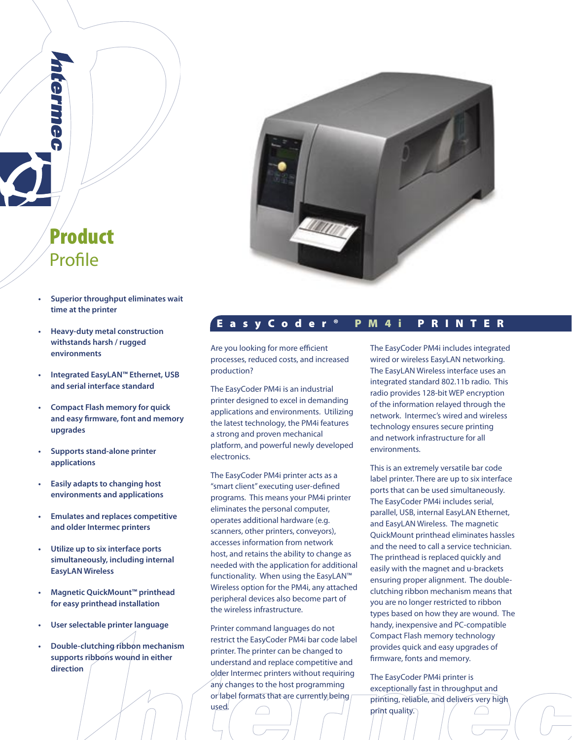# Product Profile

- Superior throughput eliminates wait time at the printer
- Heavy-duty metal construction withstands harsh / rugged environments
- Integrated EasyLAN™ Ethernet, USB and serial interface standard
- Compact Flash memory for quick and easy firmware, font and memory upgrades
- Supports stand-alone printer applications
- Easily adapts to changing host environments and applications
- Emulates and replaces competitive and older Intermec printers
- Utilize up to six interface ports simultaneously, including internal EasyLAN Wireless
- Magnetic QuickMount™ printhead for easy printhead installation
- User selectable printer language
- Double-clutching ribbon mechanism supports ribbons wound in either direction

## EasyCoder® PM4i PRINTER

Are you looking for more efficient processes, reduced costs, and increased production?

The EasyCoder PM4i is an industrial printer designed to excel in demanding applications and environments. Utilizing the latest technology, the PM4i features a strong and proven mechanical platform, and powerful newly developed electronics.

The EasyCoder PM4i printer acts as a "smart client" executing user-defined programs. This means your PM4i printer eliminates the personal computer, operates additional hardware (e.g. scanners, other printers, conveyors), accesses information from network host, and retains the ability to change as needed with the application for additional functionality. When using the EasyLAN™ Wireless option for the PM4i, any attached peripheral devices also become part of the wireless infrastructure.

Printer command languages do not restrict the EasyCoder PM4i bar code label printer. The printer can be changed to understand and replace competitive and older Intermec printers without requiring any changes to the host programming or label formats that are currently being used.

The EasyCoder PM4i includes integrated wired or wireless EasyLAN networking. The EasyLAN Wireless interface uses an integrated standard 802.11b radio. This radio provides 128-bit WEP encryption of the information relayed through the network. Intermec's wired and wireless technology ensures secure printing and network infrastructure for all environments.

This is an extremely versatile bar code label printer. There are up to six interface ports that can be used simultaneously. The EasyCoder PM4i includes serial, parallel, USB, internal EasyLAN Ethernet, and EasyLAN Wireless. The magnetic QuickMount printhead eliminates hassles and the need to call a service technician. The printhead is replaced quickly and easily with the magnet and u-brackets ensuring proper alignment. The double-clutching ribbon mechanism means that you are no longer restricted to ribbon types based on how they are wound. The handy, inexpensive and PC-compatible Compact Flash memory technology provides quick and easy upgrades of firmware, fonts and memory.

The EasyCoder PM4i printer is exceptionally fast in throughput and printing, reliable, and delivers very high print quality.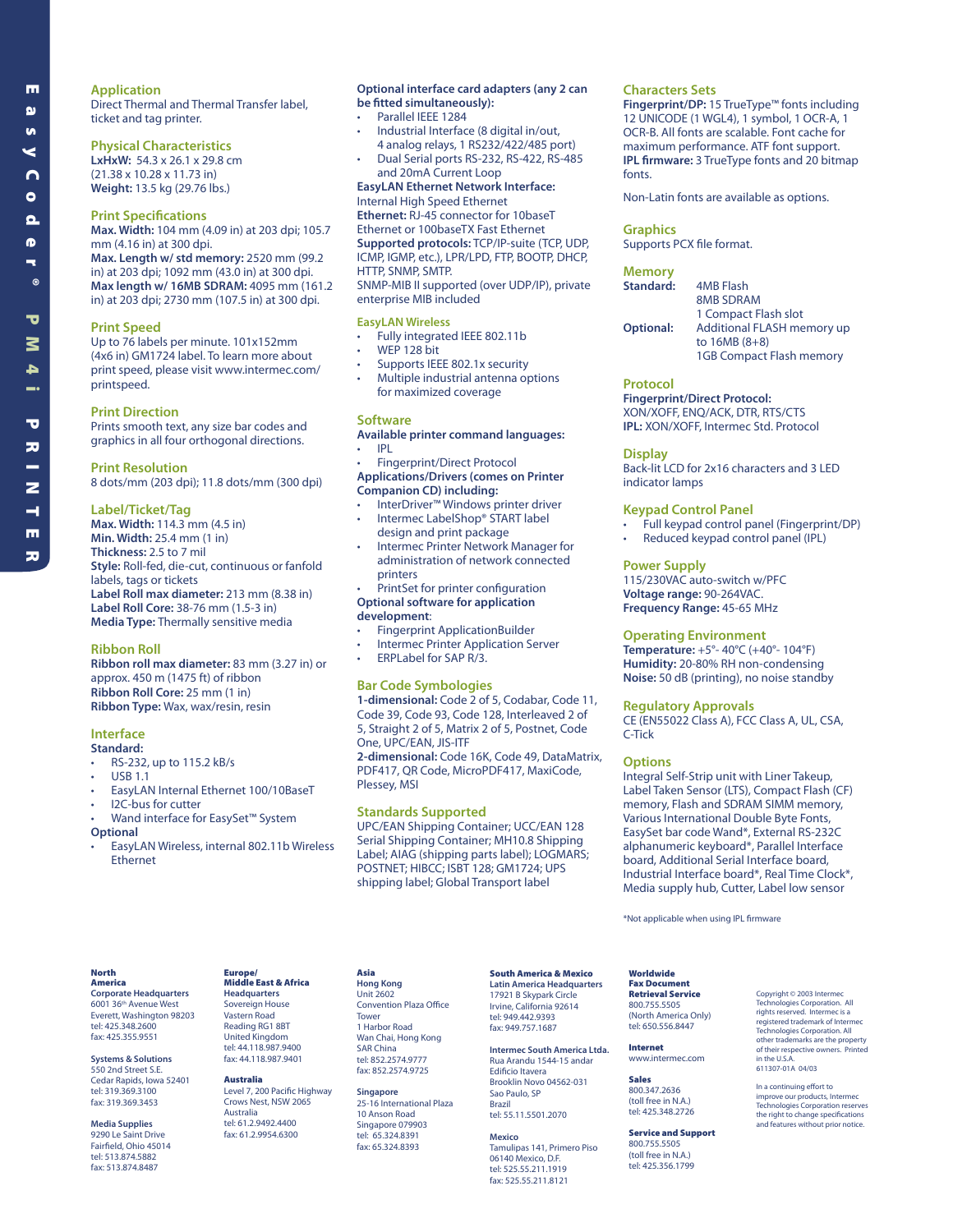## Application

Direct Thermal and Thermal Transfer label, ticket and tag printer.

## Physical Characteristics

**LxHxW:** 54.3 x 26.1 x 29.8 cm (21.38 x 10.28 x 11.73 in)
**Weight:** 13.5 kg (29.76 lbs.)

## Print Specifications

**Max. Width:** 104 mm (4.09 in) at 203 dpi; 105.7 mm (4.16 in) at 300 dpi.
**Max. Length w/ std memory:** 2520 mm (99.2 in) at 203 dpi; 1092 mm (43.0 in) at 300 dpi.
**Max length w/ 16MB SDRAM:** 4095 mm (161.2 in) at 203 dpi; 2730 mm (107.5 in) at 300 dpi.

## Print Speed

Up to 76 labels per minute. 101x152mm (4x6 in) GM1724 label. To learn more about print speed, please visit www.intermec.com/printspeed.

## Print Direction

Prints smooth text, any size bar codes and graphics in all four orthogonal directions.

## Print Resolution

8 dots/mm (203 dpi); 11.8 dots/mm (300 dpi)

## Label/Ticket/Tag

**Max. Width:** 114.3 mm (4.5 in)
**Min. Width:** 25.4 mm (1 in)
**Thickness:** 2.5 to 7 mil
**Style:** Roll-fed, die-cut, continuous or fanfold labels, tags or tickets
**Label Roll max diameter:** 213 mm (8.38 in)
**Label Roll Core:** 38-76 mm (1.5-3 in)
**Media Type:** Thermally sensitive media

## Ribbon Roll

**Ribbon roll max diameter:** 83 mm (3.27 in) or approx. 450 m (1475 ft) of ribbon
**Ribbon Roll Core:** 25 mm (1 in)
**Ribbon Type:** Wax, wax/resin, resin

## Interface

**Standard:**

- RS-232, up to 115.2 kB/s
- USB 1.1
- EasyLAN Internal Ethernet 100/10BaseT
- I2C-bus for cutter
- Wand interface for EasySet™ System

**Optional**

- EasyLAN Wireless, internal 802.11b Wireless Ethernet

**Optional interface card adapters (any 2 can be fitted simultaneously):**

- Parallel IEEE 1284
- Industrial Interface (8 digital in/out, 4 analog relays, 1 RS232/422/485 port)
- Dual Serial ports RS-232, RS-422, RS-485 and 20mA Current Loop

**EasyLAN Ethernet Network Interface:**
Internal High Speed Ethernet
**Ethernet:** RJ-45 connector for 10baseT Ethernet or 100baseTX Fast Ethernet
**Supported protocols:** TCP/IP-suite (TCP, UDP, ICMP, IGMP, etc.), LPR/LPD, FTP, BOOTP, DHCP, HTTP, SNMP, SMTP.
SNMP-MIB II supported (over UDP/IP), private enterprise MIB included

### EasyLAN Wireless

- Fully integrated IEEE 802.11b
- WEP 128 bit
- Supports IEEE 802.1x security
- Multiple industrial antenna options for maximized coverage

## Software

**Available printer command languages:**

- IPL
- Fingerprint/Direct Protocol

**Applications/Drivers (comes on Printer Companion CD) including:**

- InterDriver™ Windows printer driver
- Intermec LabelShop® START label design and print package
- Intermec Printer Network Manager for administration of network connected printers
- PrintSet for printer configuration

**Optional software for application development**:

- Fingerprint ApplicationBuilder
- Intermec Printer Application Server
- ERPLabel for SAP R/3.

## Bar Code Symbologies

**1-dimensional:** Code 2 of 5, Codabar, Code 11, Code 39, Code 93, Code 128, Interleaved 2 of 5, Straight 2 of 5, Matrix 2 of 5, Postnet, Code One, UPC/EAN, JIS-ITF
**2-dimensional:** Code 16K, Code 49, DataMatrix, PDF417, QR Code, MicroPDF417, MaxiCode, Plessey, MSI

## Standards Supported

UPC/EAN Shipping Container; UCC/EAN 128 Serial Shipping Container; MH10.8 Shipping Label; AIAG (shipping parts label); LOGMARS; POSTNET; HIBCC; ISBT 128; GM1724; UPS shipping label; Global Transport label

## Characters Sets

**Fingerprint/DP:** 15 TrueType™ fonts including 12 UNICODE (1 WGL4), 1 symbol, 1 OCR-A, 1 OCR-B. All fonts are scalable. Font cache for maximum performance. ATF font support.
**IPL firmware:** 3 TrueType fonts and 20 bitmap fonts.

Non-Latin fonts are available as options.

## Graphics

Supports PCX file format.

## Memory

| | |
|---|---|
| **Standard:** | 4MB Flash<br>8MB SDRAM<br>1 Compact Flash slot |
| **Optional:** | Additional FLASH memory up to 16MB (8+8)<br>1GB Compact Flash memory |

## Protocol

**Fingerprint/Direct Protocol:**
XON/XOFF, ENQ/ACK, DTR, RTS/CTS
**IPL:** XON/XOFF, Intermec Std. Protocol

## Display

Back-lit LCD for 2x16 characters and 3 LED indicator lamps

## Keypad Control Panel

- Full keypad control panel (Fingerprint/DP)
- Reduced keypad control panel (IPL)

## Power Supply

115/230VAC auto-switch w/PFC
**Voltage range:** 90-264VAC.
**Frequency Range:** 45-65 MHz

## Operating Environment

**Temperature:** +5°- 40°C (+40°- 104°F)
**Humidity:** 20-80% RH non-condensing
**Noise:** 50 dB (printing), no noise standby

## Regulatory Approvals

CE (EN55022 Class A), FCC Class A, UL, CSA, C-Tick

## Options

Integral Self-Strip unit with Liner Takeup, Label Taken Sensor (LTS), Compact Flash (CF) memory, Flash and SDRAM SIMM memory, Various International Double Byte Fonts, EasySet bar code Wand*, External RS-232C alphanumeric keyboard*, Parallel Interface board, Additional Serial Interface board, Industrial Interface board*, Real Time Clock*, Media supply hub, Cutter, Label low sensor

*Not applicable when using IPL firmware

---

**North America**
**Corporate Headquarters**
6001 36th Avenue West
Everett, Washington 98203
tel: 425.348.2600
fax: 425.355.9551

**Systems & Solutions**
550 2nd Street S.E.
Cedar Rapids, Iowa 52401
tel: 319.369.3100
fax: 319.369.3453

**Media Supplies**
9290 Le Saint Drive
Fairfield, Ohio 45014
tel: 513.874.5882
fax: 513.874.8487

**Europe/ Middle East & Africa Headquarters**
Sovereign House
Vastern Road
Reading RG1 8BT
United Kingdom
tel: 44.118.987.9400
fax: 44.118.987.9401

**Australia**
Level 7, 200 Pacific Highway
Crows Nest, NSW 2065
Australia
tel: 61.2.9492.4400
fax: 61.2.9954.6300

**Asia**
**Hong Kong**
Unit 2602
Convention Plaza Office Tower
1 Harbor Road
Wan Chai, Hong Kong SAR China
tel: 852.2574.9777
fax: 852.2574.9725

**Singapore**
25-16 International Plaza
10 Anson Road
Singapore 079903
tel: 65.324.8391
fax: 65.324.8393

**South America & Mexico**
**Latin America Headquarters**
17921 B Skypark Circle
Irvine, California 92614
tel: 949.442.9393
fax: 949.757.1687

**Intermec South America Ltda.**
Rua Arandu 1544-15 andar
Edificio Itavera
Brooklin Novo 04562-031
Sao Paulo, SP
Brazil
tel: 55.11.5501.2070

**Mexico**
Tamulipas 141, Primero Piso
06140 Mexico, D.F.
tel: 525.55.211.1919
fax: 525.55.211.8121

**Worldwide Fax Document Retrieval Service**
800.755.5505
(North America Only)
tel: 650.556.8447

**Internet**
www.intermec.com

**Sales**
800.347.2636
(toll free in N.A.)
tel: 425.348.2726

**Service and Support**
800.755.5505
(toll free in N.A.)
tel: 425.356.1799

Copyright © 2003 Intermec Technologies Corporation. All rights reserved. Intermec is a registered trademark of Intermec Technologies Corporation. All other trademarks are the property of their respective owners. Printed in the U.S.A.
611307-01A 04/03

In a continuing effort to improve our products, Intermec Technologies Corporation reserves the right to change specifications and features without prior notice.